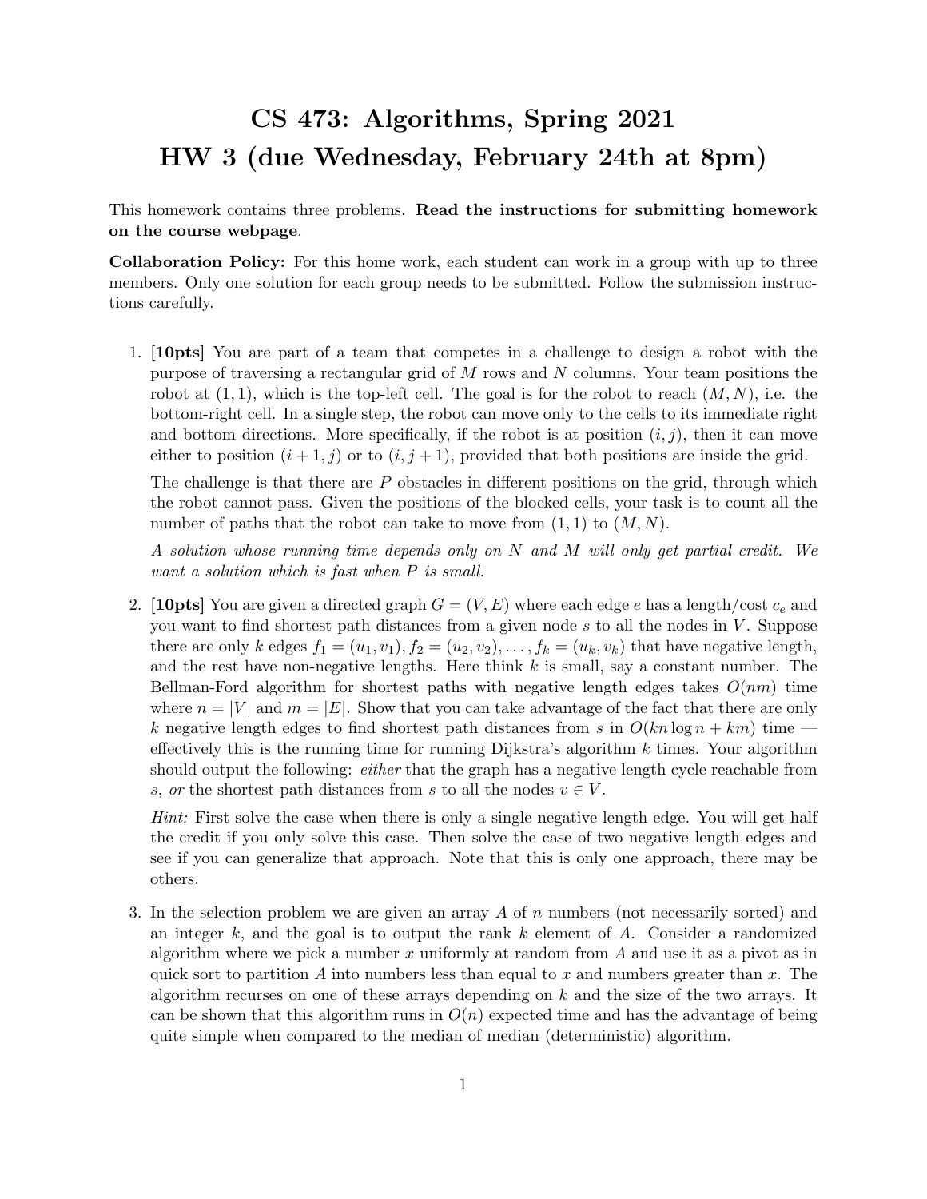# CS 473: Algorithms, Spring 2021
# HW 3 (due Wednesday, February 24th at 8pm)

This homework contains three problems. **Read the instructions for submitting homework on the course webpage**.

**Collaboration Policy:** For this home work, each student can work in a group with up to three members. Only one solution for each group needs to be submitted. Follow the submission instructions carefully.

1. **[10pts]** You are part of a team that competes in a challenge to design a robot with the purpose of traversing a rectangular grid of $M$ rows and $N$ columns. Your team positions the robot at $(1, 1)$, which is the top-left cell. The goal is for the robot to reach $(M, N)$, i.e. the bottom-right cell. In a single step, the robot can move only to the cells to its immediate right and bottom directions. More specifically, if the robot is at position $(i, j)$, then it can move either to position $(i + 1, j)$ or to $(i, j + 1)$, provided that both positions are inside the grid.

   The challenge is that there are $P$ obstacles in different positions on the grid, through which the robot cannot pass. Given the positions of the blocked cells, your task is to count all the number of paths that the robot can take to move from $(1, 1)$ to $(M, N)$.

   *A solution whose running time depends only on $N$ and $M$ will only get partial credit. We want a solution which is fast when $P$ is small.*

2. **[10pts]** You are given a directed graph $G = (V, E)$ where each edge $e$ has a length/cost $c_e$ and you want to find shortest path distances from a given node $s$ to all the nodes in $V$. Suppose there are only $k$ edges $f_1 = (u_1, v_1), f_2 = (u_2, v_2), \ldots, f_k = (u_k, v_k)$ that have negative length, and the rest have non-negative lengths. Here think $k$ is small, say a constant number. The Bellman-Ford algorithm for shortest paths with negative length edges takes $O(nm)$ time where $n = |V|$ and $m = |E|$. Show that you can take advantage of the fact that there are only $k$ negative length edges to find shortest path distances from $s$ in $O(kn \log n + km)$ time — effectively this is the running time for running Dijkstra's algorithm $k$ times. Your algorithm should output the following: *either* that the graph has a negative length cycle reachable from $s$, *or* the shortest path distances from $s$ to all the nodes $v \in V$.

   *Hint:* First solve the case when there is only a single negative length edge. You will get half the credit if you only solve this case. Then solve the case of two negative length edges and see if you can generalize that approach. Note that this is only one approach, there may be others.

3. In the selection problem we are given an array $A$ of $n$ numbers (not necessarily sorted) and an integer $k$, and the goal is to output the rank $k$ element of $A$. Consider a randomized algorithm where we pick a number $x$ uniformly at random from $A$ and use it as a pivot as in quick sort to partition $A$ into numbers less than equal to $x$ and numbers greater than $x$. The algorithm recurses on one of these arrays depending on $k$ and the size of the two arrays. It can be shown that this algorithm runs in $O(n)$ expected time and has the advantage of being quite simple when compared to the median of median (deterministic) algorithm.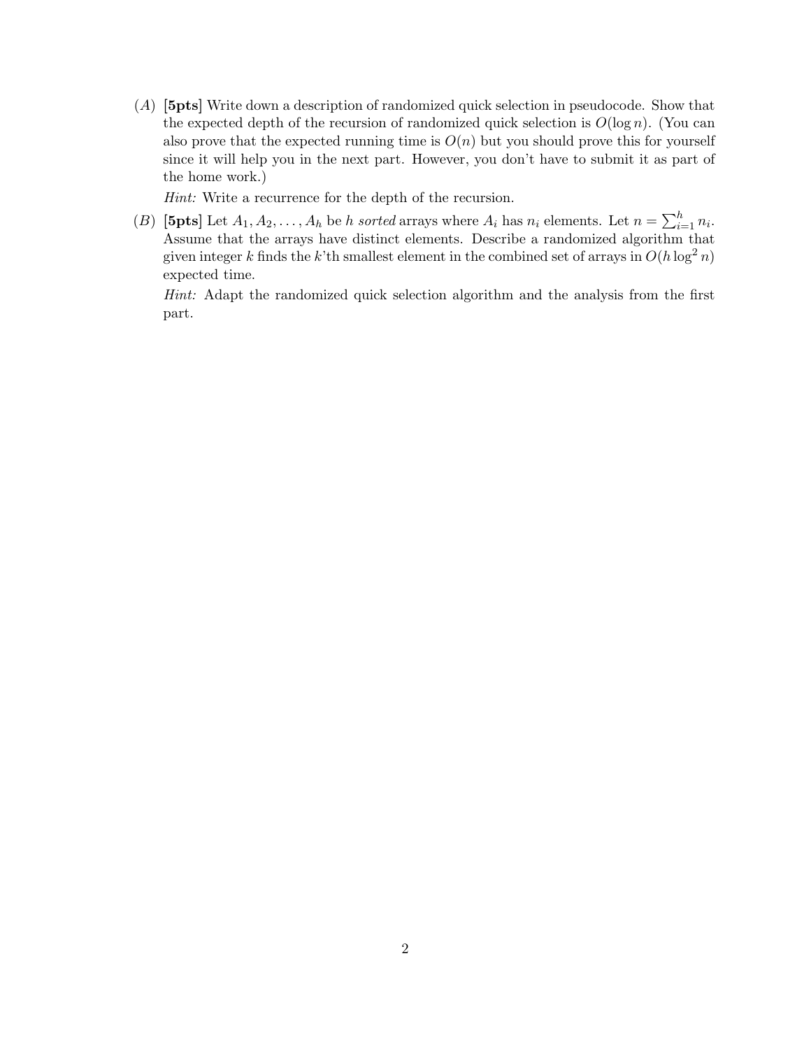(*A*) **[5pts]** Write down a description of randomized quick selection in pseudocode. Show that the expected depth of the recursion of randomized quick selection is $O(\log n)$. (You can also prove that the expected running time is $O(n)$ but you should prove this for yourself since it will help you in the next part. However, you don't have to submit it as part of the home work.)

*Hint:* Write a recurrence for the depth of the recursion.

(*B*) **[5pts]** Let $A_1, A_2, \ldots, A_h$ be $h$ *sorted* arrays where $A_i$ has $n_i$ elements. Let $n = \sum_{i=1}^{h} n_i$. Assume that the arrays have distinct elements. Describe a randomized algorithm that given integer $k$ finds the $k$'th smallest element in the combined set of arrays in $O(h \log^2 n)$ expected time.

*Hint:* Adapt the randomized quick selection algorithm and the analysis from the first part.